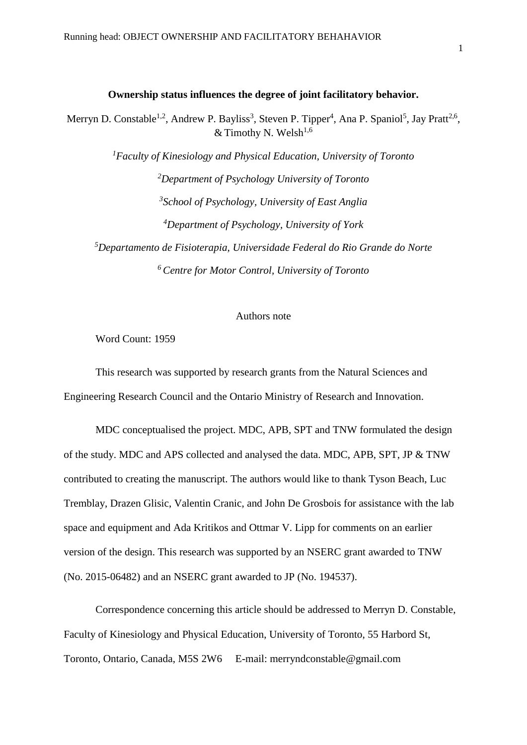**Ownership status influences the degree of joint facilitatory behavior.**

Merryn D. Constable[1,2], Andrew P. Bayliss[3], Steven P. Tipper[4], Ana P. Spaniol[5], Jay Pratt[2,6], & Timothy N. Welsh[1,6]

[1]*Faculty of Kinesiology and Physical Education, University of Toronto*

[2]*Department of Psychology University of Toronto*

[3]*School of Psychology, University of East Anglia*

[4]*Department of Psychology, University of York*

[5]*Departamento de Fisioterapia, Universidade Federal do Rio Grande do Norte*

[6] *Centre for Motor Control, University of Toronto*

Authors note

Word Count: 1959

This research was supported by research grants from the Natural Sciences and Engineering Research Council and the Ontario Ministry of Research and Innovation.

MDC conceptualised the project. MDC, APB, SPT and TNW formulated the design of the study. MDC and APS collected and analysed the data. MDC, APB, SPT, JP & TNW contributed to creating the manuscript. The authors would like to thank Tyson Beach, Luc Tremblay, Drazen Glisic, Valentin Cranic, and John De Grosbois for assistance with the lab space and equipment and Ada Kritikos and Ottmar V. Lipp for comments on an earlier version of the design. This research was supported by an NSERC grant awarded to TNW (No. 2015-06482) and an NSERC grant awarded to JP (No. 194537).

Correspondence concerning this article should be addressed to Merryn D. Constable, Faculty of Kinesiology and Physical Education, University of Toronto, 55 Harbord St, Toronto, Ontario, Canada, M5S 2W6 E-mail: merryndconstable@gmail.com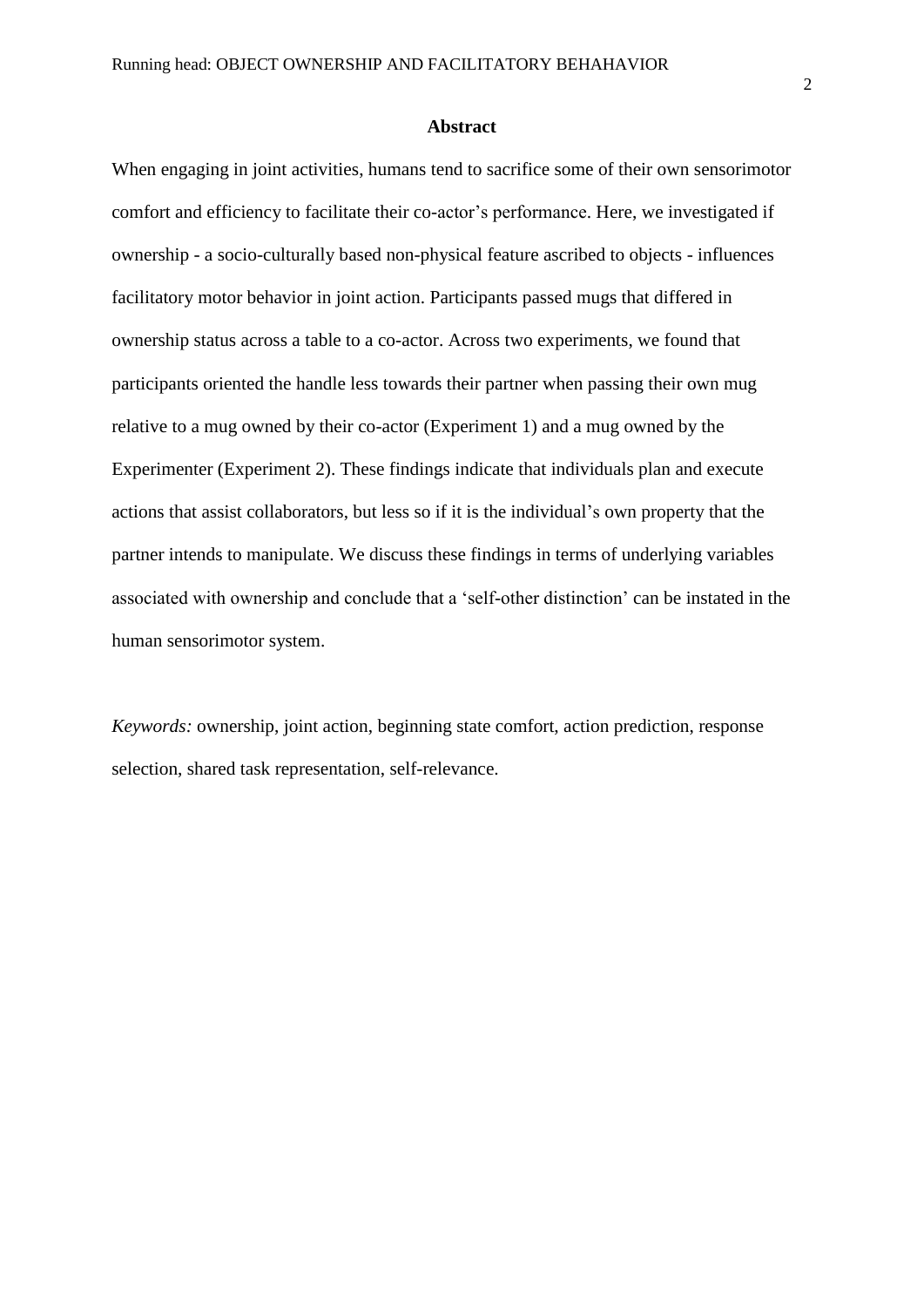## Abstract

When engaging in joint activities, humans tend to sacrifice some of their own sensorimotor comfort and efficiency to facilitate their co-actor's performance. Here, we investigated if ownership - a socio-culturally based non-physical feature ascribed to objects - influences facilitatory motor behavior in joint action. Participants passed mugs that differed in ownership status across a table to a co-actor. Across two experiments, we found that participants oriented the handle less towards their partner when passing their own mug relative to a mug owned by their co-actor (Experiment 1) and a mug owned by the Experimenter (Experiment 2). These findings indicate that individuals plan and execute actions that assist collaborators, but less so if it is the individual's own property that the partner intends to manipulate. We discuss these findings in terms of underlying variables associated with ownership and conclude that a 'self-other distinction' can be instated in the human sensorimotor system.

*Keywords:* ownership, joint action, beginning state comfort, action prediction, response selection, shared task representation, self-relevance.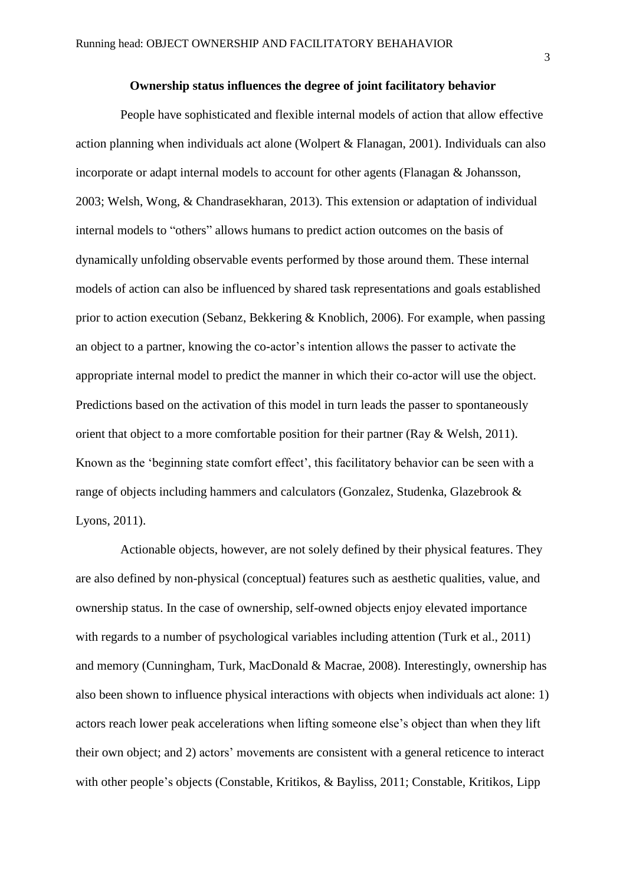**Ownership status influences the degree of joint facilitatory behavior**

People have sophisticated and flexible internal models of action that allow effective action planning when individuals act alone (Wolpert & Flanagan, 2001). Individuals can also incorporate or adapt internal models to account for other agents (Flanagan & Johansson, 2003; Welsh, Wong, & Chandrasekharan, 2013). This extension or adaptation of individual internal models to "others" allows humans to predict action outcomes on the basis of dynamically unfolding observable events performed by those around them. These internal models of action can also be influenced by shared task representations and goals established prior to action execution (Sebanz, Bekkering & Knoblich, 2006). For example, when passing an object to a partner, knowing the co-actor's intention allows the passer to activate the appropriate internal model to predict the manner in which their co-actor will use the object. Predictions based on the activation of this model in turn leads the passer to spontaneously orient that object to a more comfortable position for their partner (Ray & Welsh, 2011). Known as the 'beginning state comfort effect', this facilitatory behavior can be seen with a range of objects including hammers and calculators (Gonzalez, Studenka, Glazebrook & Lyons, 2011).

Actionable objects, however, are not solely defined by their physical features. They are also defined by non-physical (conceptual) features such as aesthetic qualities, value, and ownership status. In the case of ownership, self-owned objects enjoy elevated importance with regards to a number of psychological variables including attention (Turk et al., 2011) and memory (Cunningham, Turk, MacDonald & Macrae, 2008). Interestingly, ownership has also been shown to influence physical interactions with objects when individuals act alone: 1) actors reach lower peak accelerations when lifting someone else's object than when they lift their own object; and 2) actors' movements are consistent with a general reticence to interact with other people's objects (Constable, Kritikos, & Bayliss, 2011; Constable, Kritikos, Lipp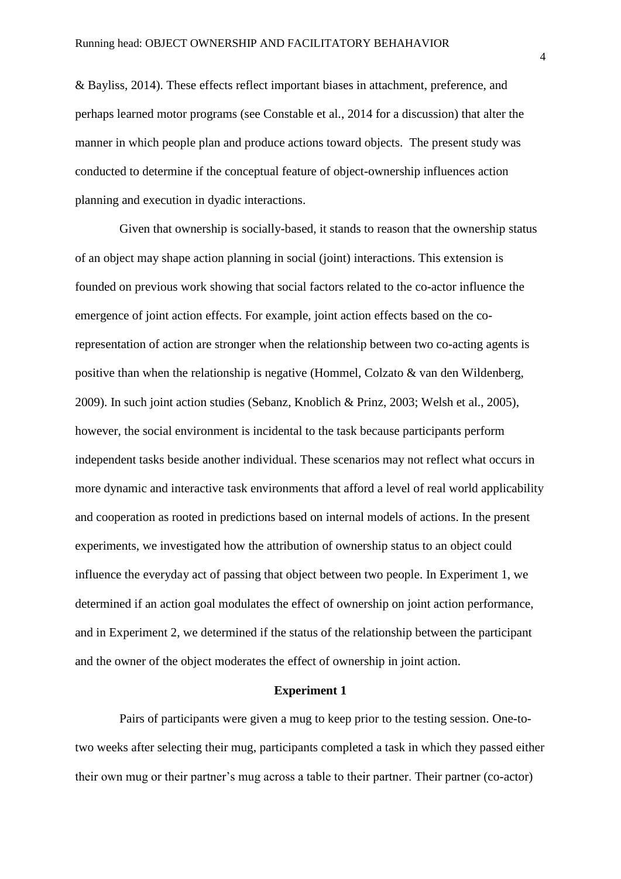& Bayliss, 2014). These effects reflect important biases in attachment, preference, and perhaps learned motor programs (see Constable et al., 2014 for a discussion) that alter the manner in which people plan and produce actions toward objects. The present study was conducted to determine if the conceptual feature of object-ownership influences action planning and execution in dyadic interactions.

Given that ownership is socially-based, it stands to reason that the ownership status of an object may shape action planning in social (joint) interactions. This extension is founded on previous work showing that social factors related to the co-actor influence the emergence of joint action effects. For example, joint action effects based on the co-representation of action are stronger when the relationship between two co-acting agents is positive than when the relationship is negative (Hommel, Colzato & van den Wildenberg, 2009). In such joint action studies (Sebanz, Knoblich & Prinz, 2003; Welsh et al., 2005), however, the social environment is incidental to the task because participants perform independent tasks beside another individual. These scenarios may not reflect what occurs in more dynamic and interactive task environments that afford a level of real world applicability and cooperation as rooted in predictions based on internal models of actions. In the present experiments, we investigated how the attribution of ownership status to an object could influence the everyday act of passing that object between two people. In Experiment 1, we determined if an action goal modulates the effect of ownership on joint action performance, and in Experiment 2, we determined if the status of the relationship between the participant and the owner of the object moderates the effect of ownership in joint action.

## Experiment 1

Pairs of participants were given a mug to keep prior to the testing session. One-to-two weeks after selecting their mug, participants completed a task in which they passed either their own mug or their partner's mug across a table to their partner. Their partner (co-actor)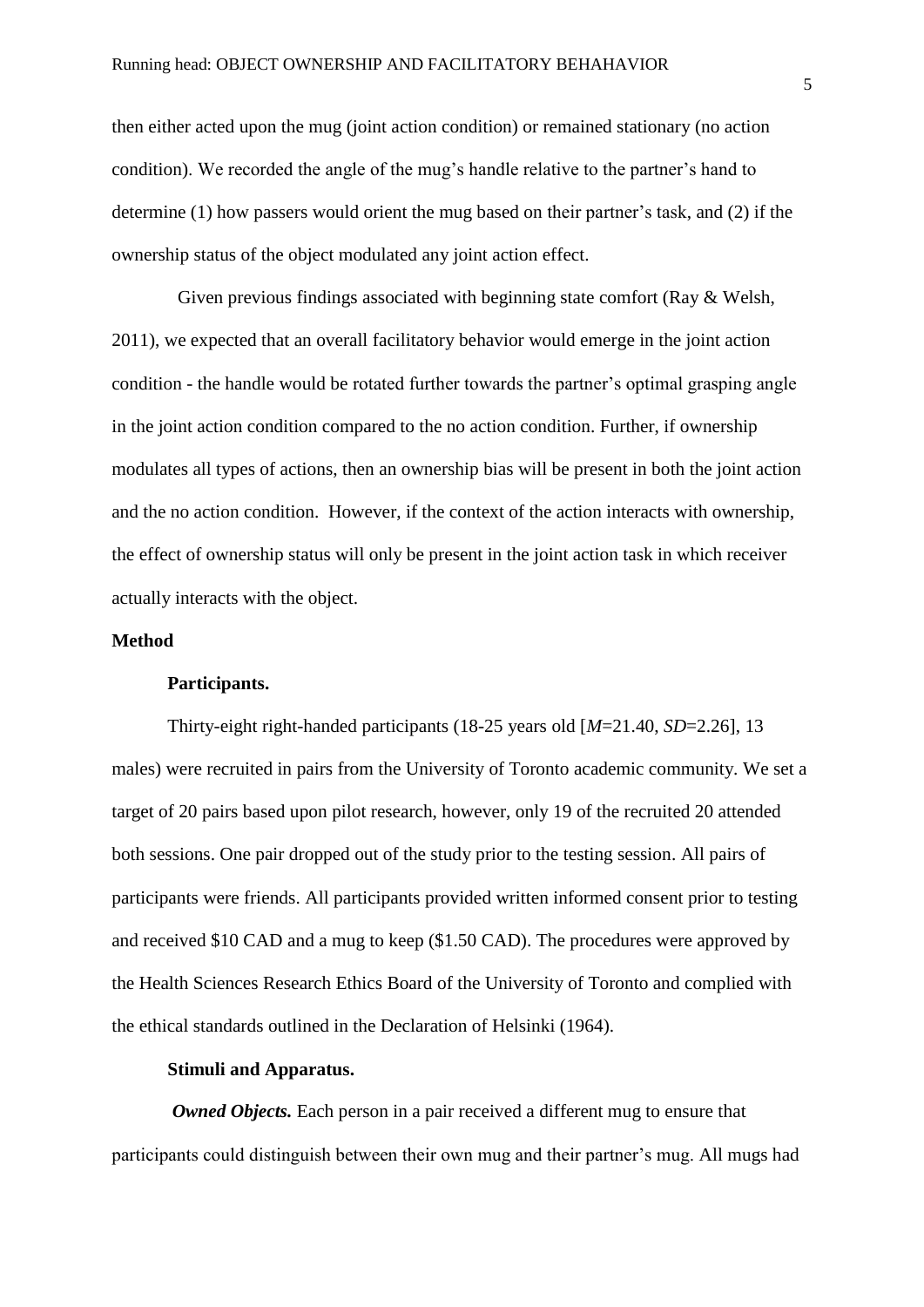then either acted upon the mug (joint action condition) or remained stationary (no action condition). We recorded the angle of the mug's handle relative to the partner's hand to determine (1) how passers would orient the mug based on their partner's task, and (2) if the ownership status of the object modulated any joint action effect.

Given previous findings associated with beginning state comfort (Ray & Welsh, 2011), we expected that an overall facilitatory behavior would emerge in the joint action condition - the handle would be rotated further towards the partner's optimal grasping angle in the joint action condition compared to the no action condition. Further, if ownership modulates all types of actions, then an ownership bias will be present in both the joint action and the no action condition. However, if the context of the action interacts with ownership, the effect of ownership status will only be present in the joint action task in which receiver actually interacts with the object.

**Method**

**Participants.**

Thirty-eight right-handed participants (18-25 years old [*M*=21.40, *SD*=2.26], 13 males) were recruited in pairs from the University of Toronto academic community. We set a target of 20 pairs based upon pilot research, however, only 19 of the recruited 20 attended both sessions. One pair dropped out of the study prior to the testing session. All pairs of participants were friends. All participants provided written informed consent prior to testing and received $10 CAD and a mug to keep ($1.50 CAD). The procedures were approved by the Health Sciences Research Ethics Board of the University of Toronto and complied with the ethical standards outlined in the Declaration of Helsinki (1964).

**Stimuli and Apparatus.**

***Owned Objects.*** Each person in a pair received a different mug to ensure that participants could distinguish between their own mug and their partner's mug. All mugs had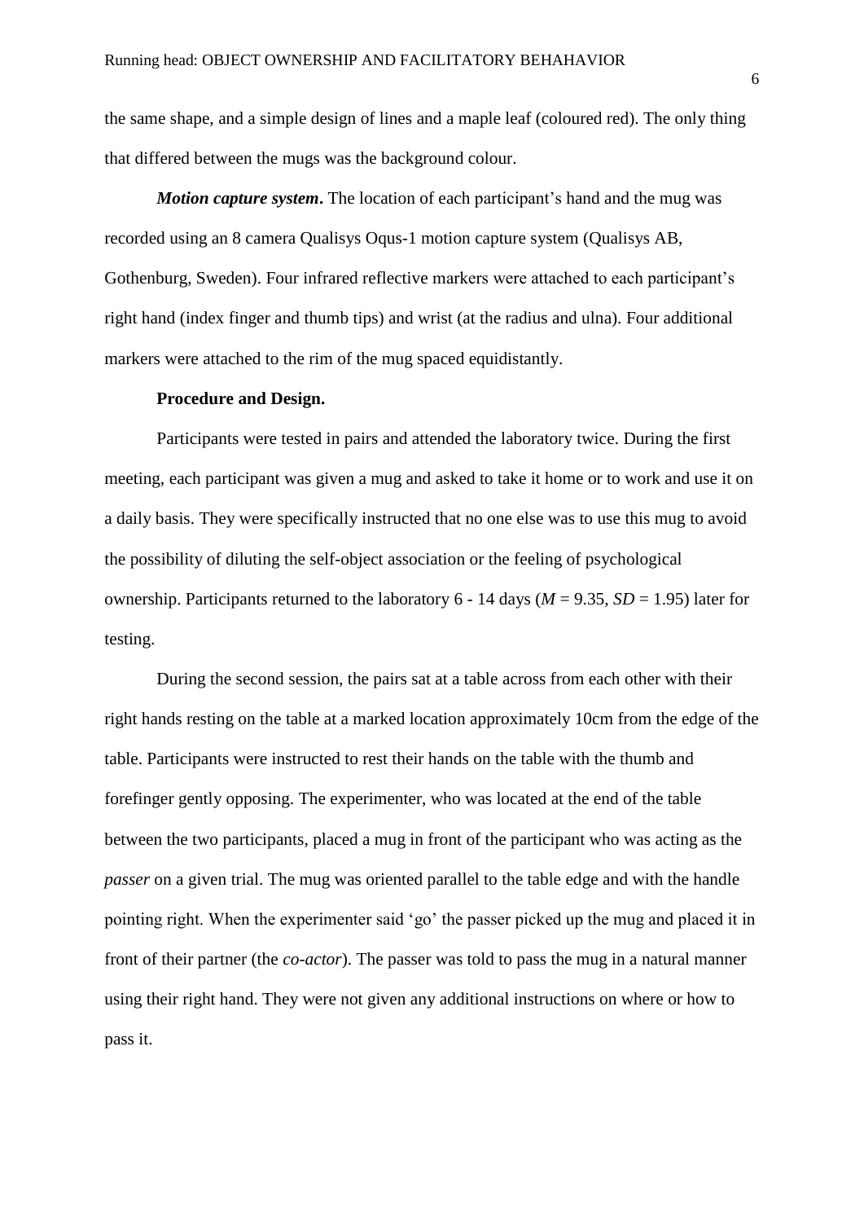the same shape, and a simple design of lines and a maple leaf (coloured red). The only thing that differed between the mugs was the background colour.

***Motion capture system*.** The location of each participant's hand and the mug was recorded using an 8 camera Qualisys Oqus-1 motion capture system (Qualisys AB, Gothenburg, Sweden). Four infrared reflective markers were attached to each participant's right hand (index finger and thumb tips) and wrist (at the radius and ulna). Four additional markers were attached to the rim of the mug spaced equidistantly.

**Procedure and Design.**

Participants were tested in pairs and attended the laboratory twice. During the first meeting, each participant was given a mug and asked to take it home or to work and use it on a daily basis. They were specifically instructed that no one else was to use this mug to avoid the possibility of diluting the self-object association or the feeling of psychological ownership. Participants returned to the laboratory 6 - 14 days ($M$ = 9.35, $SD$ = 1.95) later for testing.

During the second session, the pairs sat at a table across from each other with their right hands resting on the table at a marked location approximately 10cm from the edge of the table. Participants were instructed to rest their hands on the table with the thumb and forefinger gently opposing. The experimenter, who was located at the end of the table between the two participants, placed a mug in front of the participant who was acting as the *passer* on a given trial. The mug was oriented parallel to the table edge and with the handle pointing right. When the experimenter said 'go' the passer picked up the mug and placed it in front of their partner (the *co-actor*). The passer was told to pass the mug in a natural manner using their right hand. They were not given any additional instructions on where or how to pass it.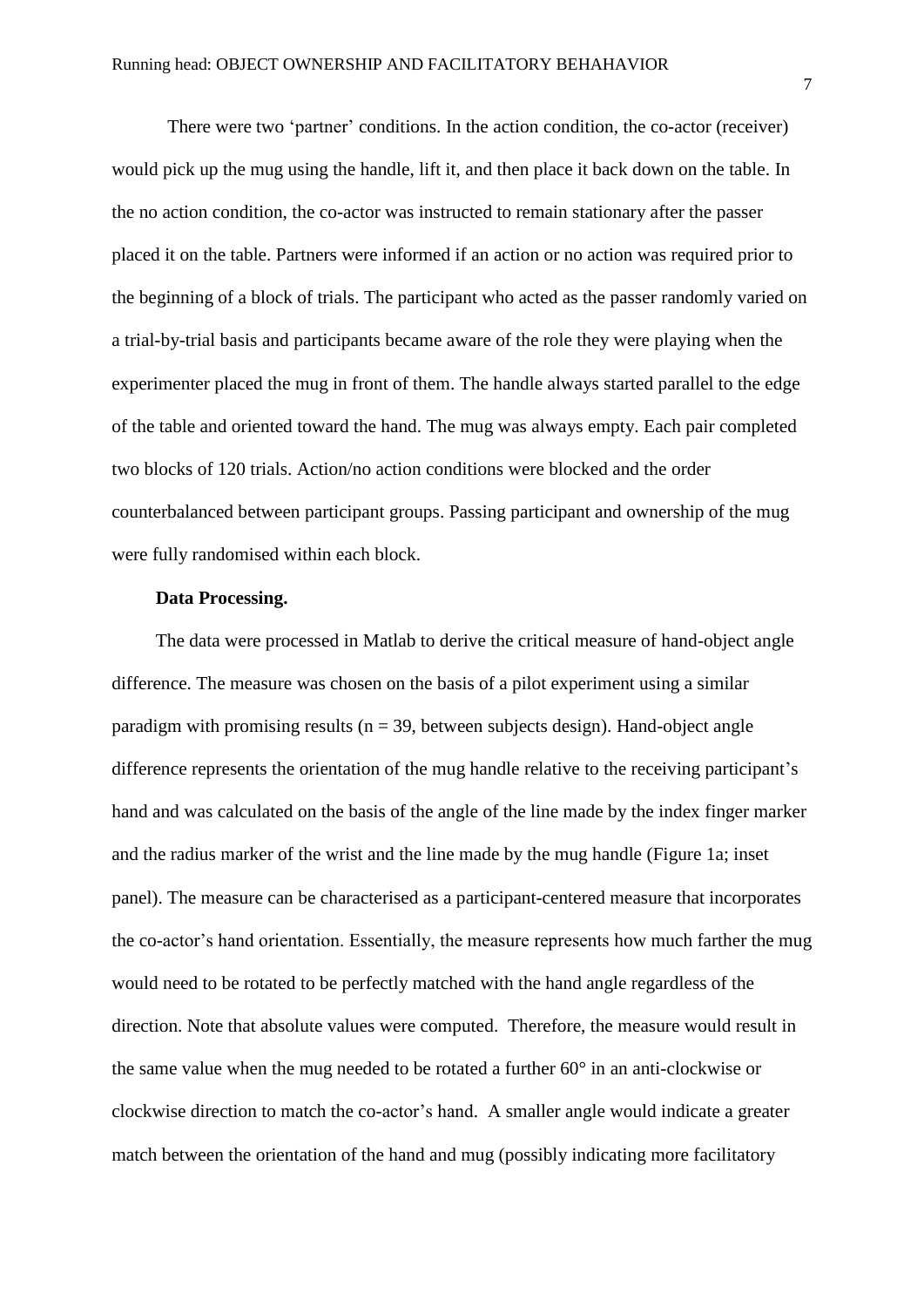There were two 'partner' conditions. In the action condition, the co-actor (receiver) would pick up the mug using the handle, lift it, and then place it back down on the table. In the no action condition, the co-actor was instructed to remain stationary after the passer placed it on the table. Partners were informed if an action or no action was required prior to the beginning of a block of trials. The participant who acted as the passer randomly varied on a trial-by-trial basis and participants became aware of the role they were playing when the experimenter placed the mug in front of them. The handle always started parallel to the edge of the table and oriented toward the hand. The mug was always empty. Each pair completed two blocks of 120 trials. Action/no action conditions were blocked and the order counterbalanced between participant groups. Passing participant and ownership of the mug were fully randomised within each block.

**Data Processing.**

The data were processed in Matlab to derive the critical measure of hand-object angle difference. The measure was chosen on the basis of a pilot experiment using a similar paradigm with promising results ($n = 39$, between subjects design). Hand-object angle difference represents the orientation of the mug handle relative to the receiving participant's hand and was calculated on the basis of the angle of the line made by the index finger marker and the radius marker of the wrist and the line made by the mug handle (Figure 1a; inset panel). The measure can be characterised as a participant-centered measure that incorporates the co-actor's hand orientation. Essentially, the measure represents how much farther the mug would need to be rotated to be perfectly matched with the hand angle regardless of the direction. Note that absolute values were computed. Therefore, the measure would result in the same value when the mug needed to be rotated a further 60° in an anti-clockwise or clockwise direction to match the co-actor's hand. A smaller angle would indicate a greater match between the orientation of the hand and mug (possibly indicating more facilitatory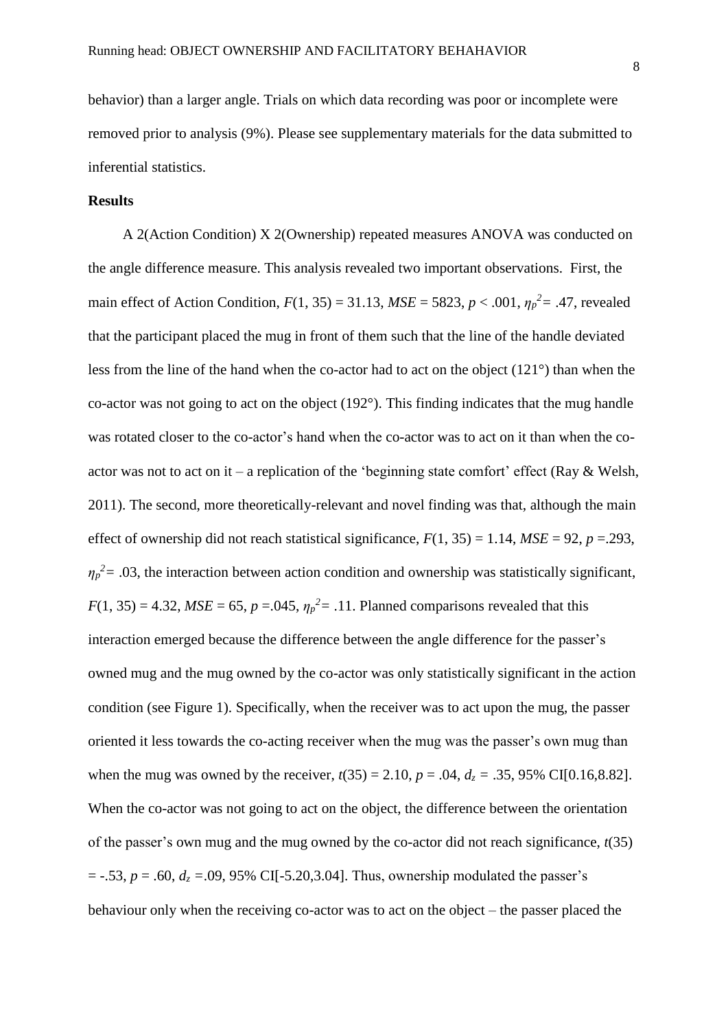behavior) than a larger angle. Trials on which data recording was poor or incomplete were removed prior to analysis (9%). Please see supplementary materials for the data submitted to inferential statistics.

**Results**

A 2(Action Condition) X 2(Ownership) repeated measures ANOVA was conducted on the angle difference measure. This analysis revealed two important observations. First, the main effect of Action Condition, $F(1, 35) = 31.13$, $MSE = 5823$, $p < .001$, $\eta_p^2 = .47$, revealed that the participant placed the mug in front of them such that the line of the handle deviated less from the line of the hand when the co-actor had to act on the object (121°) than when the co-actor was not going to act on the object (192°). This finding indicates that the mug handle was rotated closer to the co-actor's hand when the co-actor was to act on it than when the co-actor was not to act on it – a replication of the 'beginning state comfort' effect (Ray & Welsh, 2011). The second, more theoretically-relevant and novel finding was that, although the main effect of ownership did not reach statistical significance, $F(1, 35) = 1.14$, $MSE = 92$, $p = .293$, $\eta_p^2 = .03$, the interaction between action condition and ownership was statistically significant, $F(1, 35) = 4.32$, $MSE = 65$, $p = .045$, $\eta_p^2 = .11$. Planned comparisons revealed that this interaction emerged because the difference between the angle difference for the passer's owned mug and the mug owned by the co-actor was only statistically significant in the action condition (see Figure 1). Specifically, when the receiver was to act upon the mug, the passer oriented it less towards the co-acting receiver when the mug was the passer's own mug than when the mug was owned by the receiver, $t(35) = 2.10$, $p = .04$, $d_z = .35$, 95% CI[0.16,8.82]. When the co-actor was not going to act on the object, the difference between the orientation of the passer's own mug and the mug owned by the co-actor did not reach significance, $t(35) = -.53$, $p = .60$, $d_z = .09$, 95% CI[-5.20,3.04]. Thus, ownership modulated the passer's behaviour only when the receiving co-actor was to act on the object – the passer placed the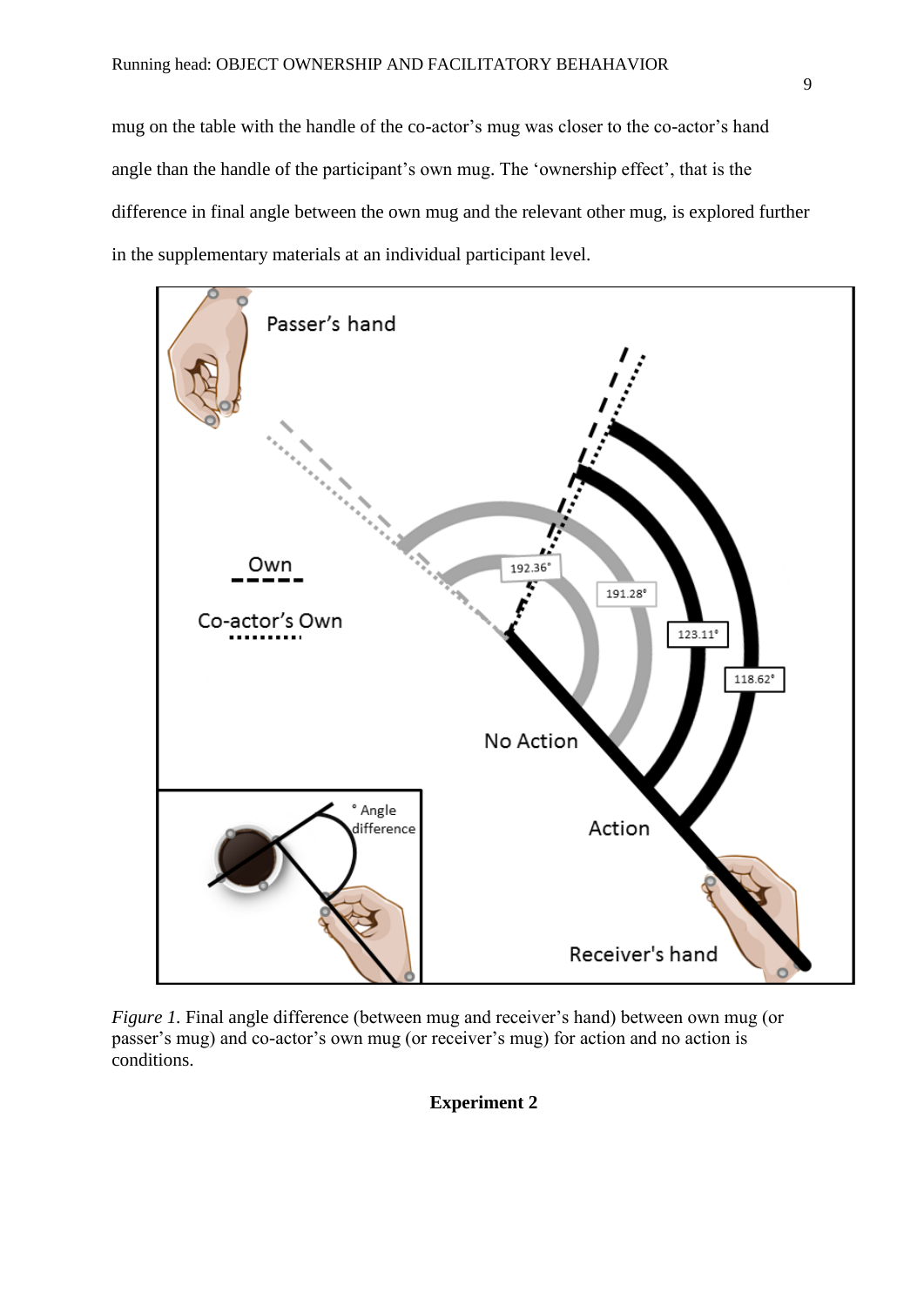mug on the table with the handle of the co-actor's mug was closer to the co-actor's hand angle than the handle of the participant's own mug. The 'ownership effect', that is the difference in final angle between the own mug and the relevant other mug, is explored further in the supplementary materials at an individual participant level.

*Figure 1.* Final angle difference (between mug and receiver's hand) between own mug (or passer's mug) and co-actor's own mug (or receiver's mug) for action and no action is conditions.

**Experiment 2**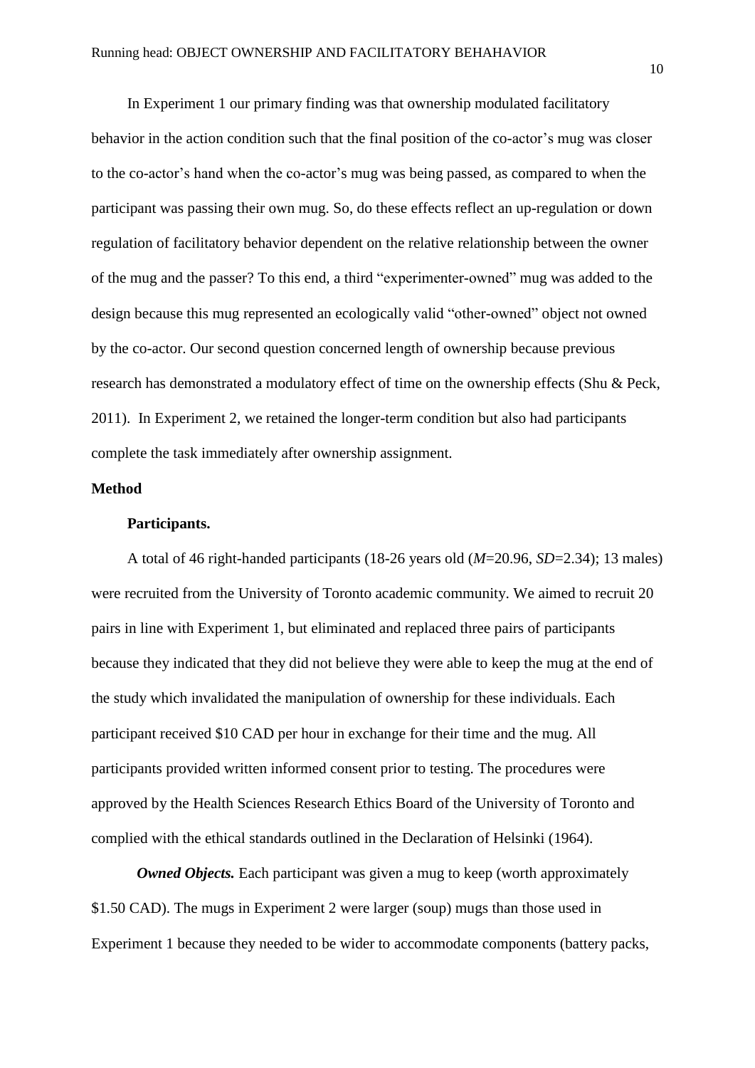In Experiment 1 our primary finding was that ownership modulated facilitatory behavior in the action condition such that the final position of the co-actor's mug was closer to the co-actor's hand when the co-actor's mug was being passed, as compared to when the participant was passing their own mug. So, do these effects reflect an up-regulation or down regulation of facilitatory behavior dependent on the relative relationship between the owner of the mug and the passer? To this end, a third "experimenter-owned" mug was added to the design because this mug represented an ecologically valid "other-owned" object not owned by the co-actor. Our second question concerned length of ownership because previous research has demonstrated a modulatory effect of time on the ownership effects (Shu & Peck, 2011). In Experiment 2, we retained the longer-term condition but also had participants complete the task immediately after ownership assignment.

## Method

### Participants.

A total of 46 right-handed participants (18-26 years old (*M*=20.96, *SD*=2.34); 13 males) were recruited from the University of Toronto academic community. We aimed to recruit 20 pairs in line with Experiment 1, but eliminated and replaced three pairs of participants because they indicated that they did not believe they were able to keep the mug at the end of the study which invalidated the manipulation of ownership for these individuals. Each participant received $10 CAD per hour in exchange for their time and the mug. All participants provided written informed consent prior to testing. The procedures were approved by the Health Sciences Research Ethics Board of the University of Toronto and complied with the ethical standards outlined in the Declaration of Helsinki (1964).

***Owned Objects.*** Each participant was given a mug to keep (worth approximately $1.50 CAD). The mugs in Experiment 2 were larger (soup) mugs than those used in Experiment 1 because they needed to be wider to accommodate components (battery packs,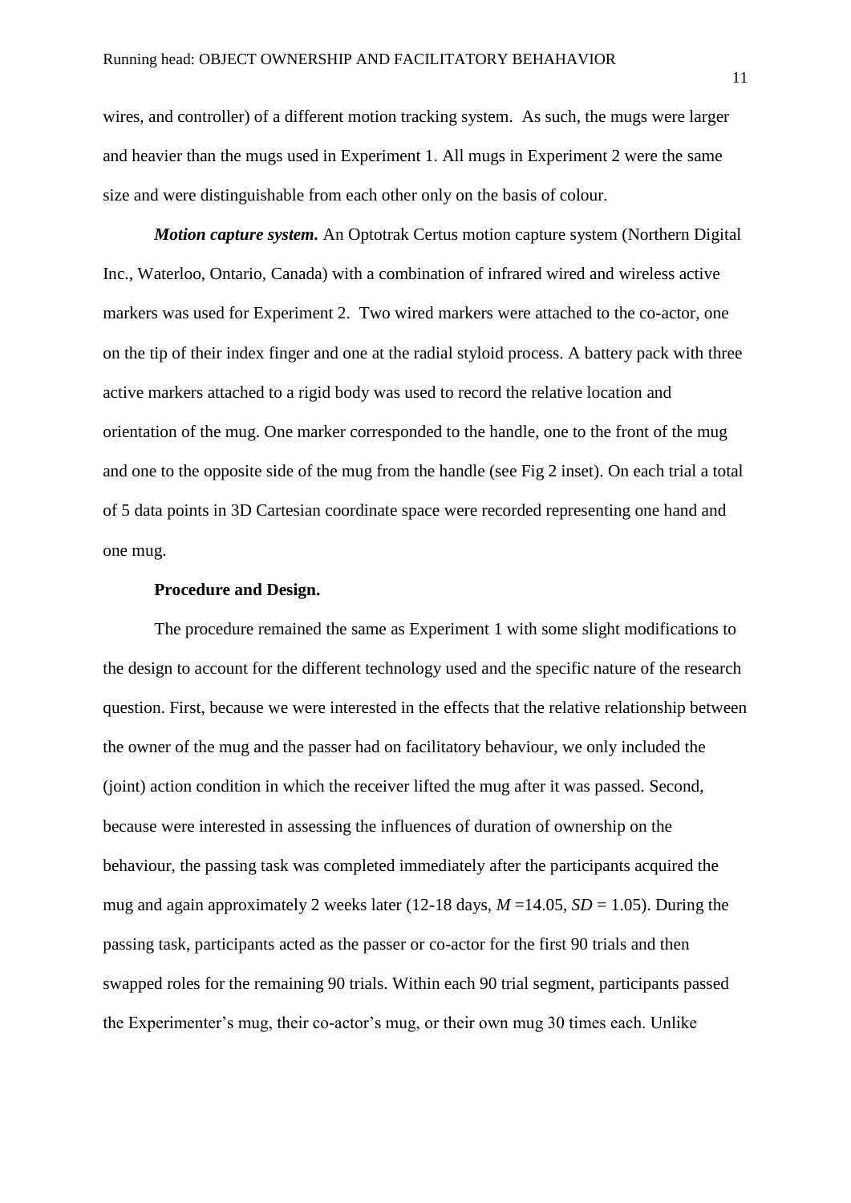wires, and controller) of a different motion tracking system. As such, the mugs were larger and heavier than the mugs used in Experiment 1. All mugs in Experiment 2 were the same size and were distinguishable from each other only on the basis of colour.

***Motion capture system.*** An Optotrak Certus motion capture system (Northern Digital Inc., Waterloo, Ontario, Canada) with a combination of infrared wired and wireless active markers was used for Experiment 2. Two wired markers were attached to the co-actor, one on the tip of their index finger and one at the radial styloid process. A battery pack with three active markers attached to a rigid body was used to record the relative location and orientation of the mug. One marker corresponded to the handle, one to the front of the mug and one to the opposite side of the mug from the handle (see Fig 2 inset). On each trial a total of 5 data points in 3D Cartesian coordinate space were recorded representing one hand and one mug.

**Procedure and Design.**

The procedure remained the same as Experiment 1 with some slight modifications to the design to account for the different technology used and the specific nature of the research question. First, because we were interested in the effects that the relative relationship between the owner of the mug and the passer had on facilitatory behaviour, we only included the (joint) action condition in which the receiver lifted the mug after it was passed. Second, because were interested in assessing the influences of duration of ownership on the behaviour, the passing task was completed immediately after the participants acquired the mug and again approximately 2 weeks later (12-18 days, $M$ =14.05, $SD$ = 1.05). During the passing task, participants acted as the passer or co-actor for the first 90 trials and then swapped roles for the remaining 90 trials. Within each 90 trial segment, participants passed the Experimenter's mug, their co-actor's mug, or their own mug 30 times each. Unlike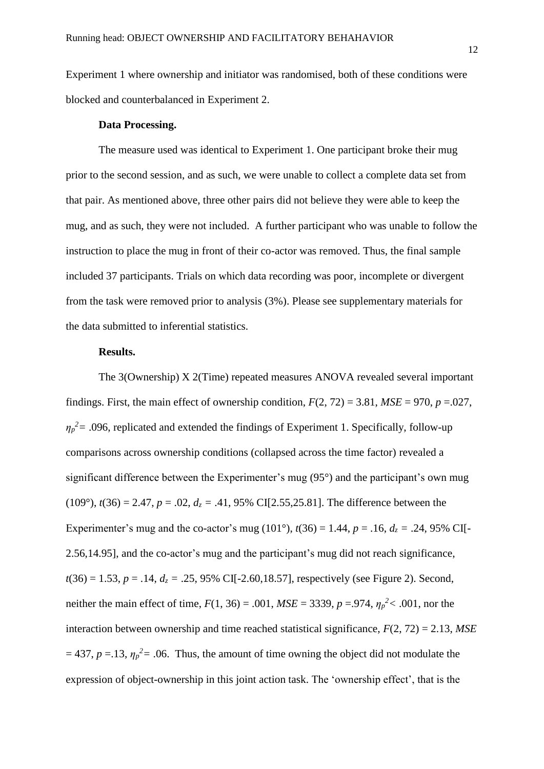Experiment 1 where ownership and initiator was randomised, both of these conditions were blocked and counterbalanced in Experiment 2.

**Data Processing.**

The measure used was identical to Experiment 1. One participant broke their mug prior to the second session, and as such, we were unable to collect a complete data set from that pair. As mentioned above, three other pairs did not believe they were able to keep the mug, and as such, they were not included. A further participant who was unable to follow the instruction to place the mug in front of their co-actor was removed. Thus, the final sample included 37 participants. Trials on which data recording was poor, incomplete or divergent from the task were removed prior to analysis (3%). Please see supplementary materials for the data submitted to inferential statistics.

**Results.**

The 3(Ownership) X 2(Time) repeated measures ANOVA revealed several important findings. First, the main effect of ownership condition, $F(2, 72) = 3.81$, $MSE = 970$, $p = .027$, $\eta_p^2 = .096$, replicated and extended the findings of Experiment 1. Specifically, follow-up comparisons across ownership conditions (collapsed across the time factor) revealed a significant difference between the Experimenter's mug (95°) and the participant's own mug (109°), $t(36) = 2.47$, $p = .02$, $d_z = .41$, 95% CI[2.55,25.81]. The difference between the Experimenter's mug and the co-actor's mug (101°), $t(36) = 1.44$, $p = .16$, $d_z = .24$, 95% CI[-2.56,14.95], and the co-actor's mug and the participant's mug did not reach significance, $t(36) = 1.53$, $p = .14$, $d_z = .25$, 95% CI[-2.60,18.57], respectively (see Figure 2). Second, neither the main effect of time, $F(1, 36) = .001$, $MSE = 3339$, $p = .974$, $\eta_p^2 < .001$, nor the interaction between ownership and time reached statistical significance, $F(2, 72) = 2.13$, $MSE = 437$, $p = .13$, $\eta_p^2 = .06$. Thus, the amount of time owning the object did not modulate the expression of object-ownership in this joint action task. The 'ownership effect', that is the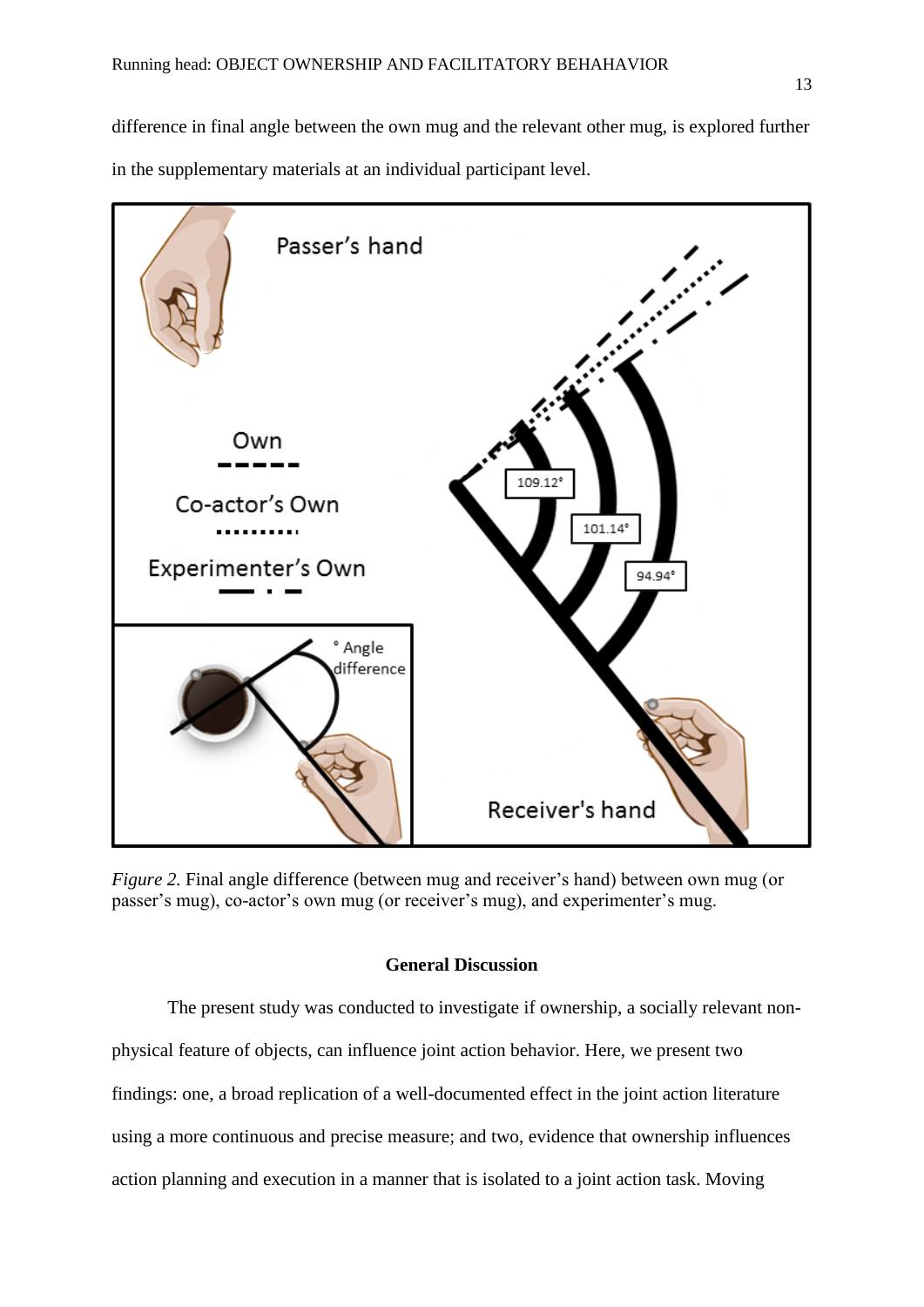difference in final angle between the own mug and the relevant other mug, is explored further in the supplementary materials at an individual participant level.

*Figure 2.* Final angle difference (between mug and receiver's hand) between own mug (or passer's mug), co-actor's own mug (or receiver's mug), and experimenter's mug.

## General Discussion

The present study was conducted to investigate if ownership, a socially relevant non-physical feature of objects, can influence joint action behavior. Here, we present two findings: one, a broad replication of a well-documented effect in the joint action literature using a more continuous and precise measure; and two, evidence that ownership influences action planning and execution in a manner that is isolated to a joint action task. Moving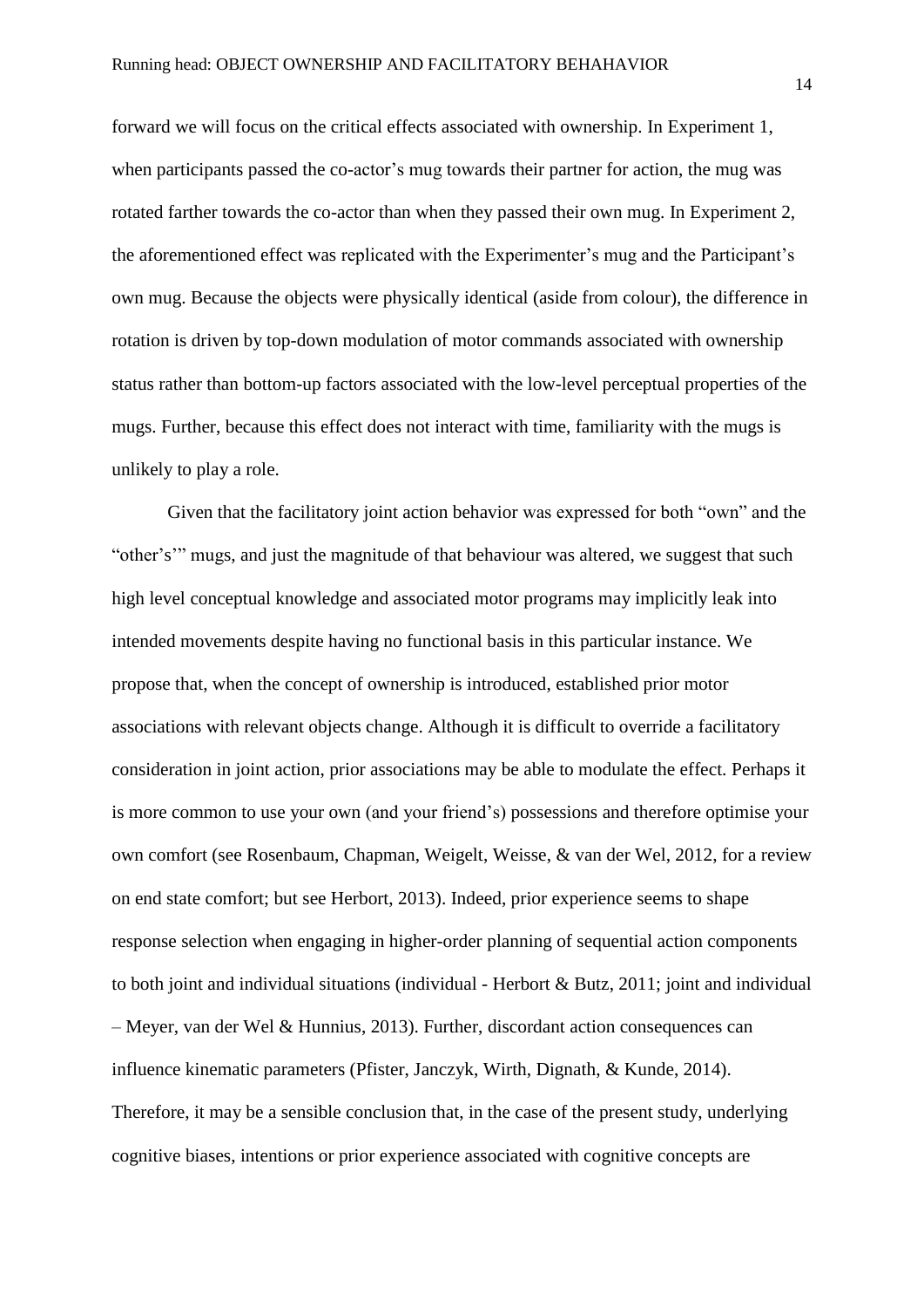forward we will focus on the critical effects associated with ownership. In Experiment 1, when participants passed the co-actor's mug towards their partner for action, the mug was rotated farther towards the co-actor than when they passed their own mug. In Experiment 2, the aforementioned effect was replicated with the Experimenter's mug and the Participant's own mug. Because the objects were physically identical (aside from colour), the difference in rotation is driven by top-down modulation of motor commands associated with ownership status rather than bottom-up factors associated with the low-level perceptual properties of the mugs. Further, because this effect does not interact with time, familiarity with the mugs is unlikely to play a role.

Given that the facilitatory joint action behavior was expressed for both "own" and the "other's'" mugs, and just the magnitude of that behaviour was altered, we suggest that such high level conceptual knowledge and associated motor programs may implicitly leak into intended movements despite having no functional basis in this particular instance. We propose that, when the concept of ownership is introduced, established prior motor associations with relevant objects change. Although it is difficult to override a facilitatory consideration in joint action, prior associations may be able to modulate the effect. Perhaps it is more common to use your own (and your friend's) possessions and therefore optimise your own comfort (see Rosenbaum, Chapman, Weigelt, Weisse, & van der Wel, 2012, for a review on end state comfort; but see Herbort, 2013). Indeed, prior experience seems to shape response selection when engaging in higher-order planning of sequential action components to both joint and individual situations (individual - Herbort & Butz, 2011; joint and individual – Meyer, van der Wel & Hunnius, 2013). Further, discordant action consequences can influence kinematic parameters (Pfister, Janczyk, Wirth, Dignath, & Kunde, 2014). Therefore, it may be a sensible conclusion that, in the case of the present study, underlying cognitive biases, intentions or prior experience associated with cognitive concepts are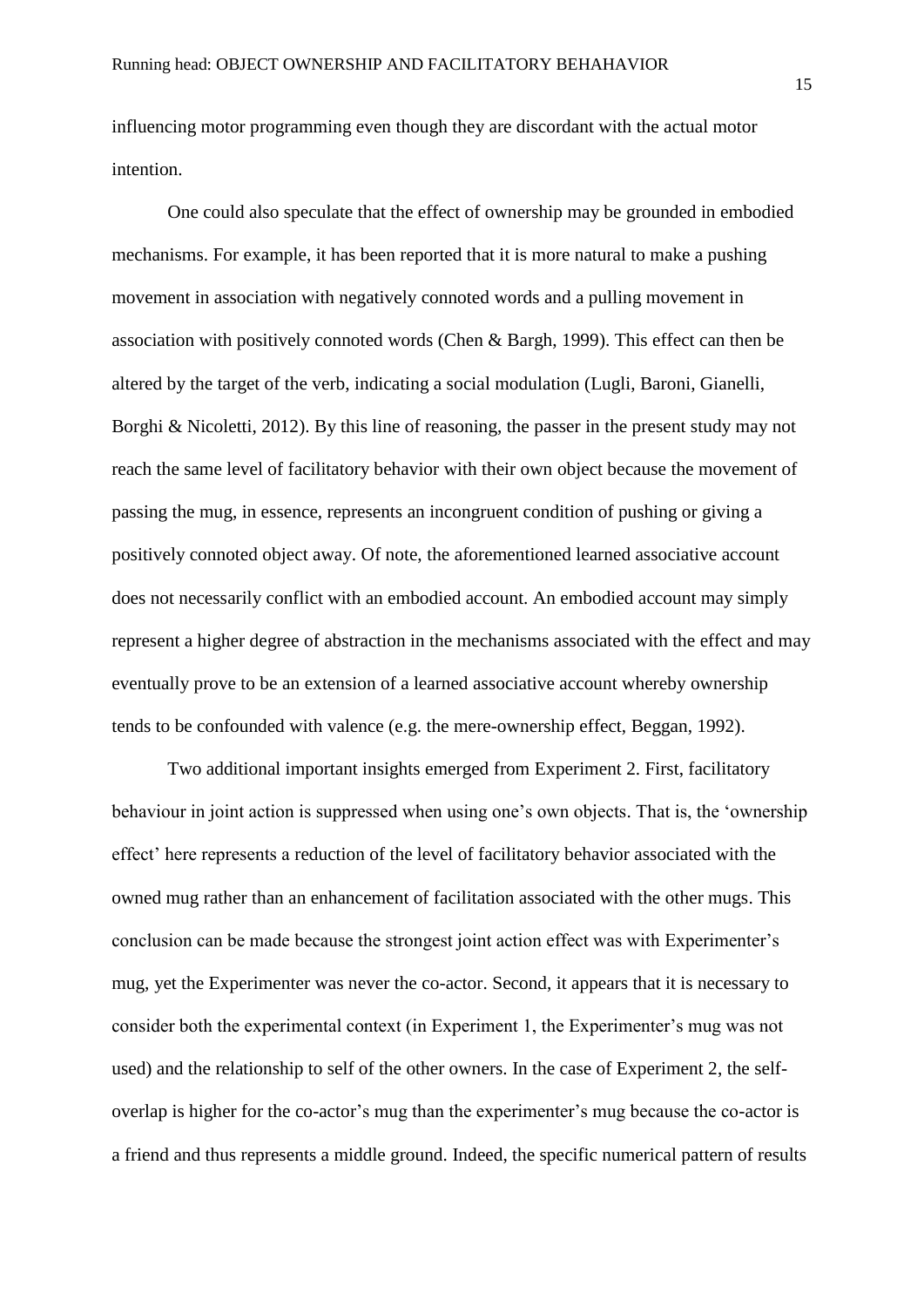influencing motor programming even though they are discordant with the actual motor intention.

One could also speculate that the effect of ownership may be grounded in embodied mechanisms. For example, it has been reported that it is more natural to make a pushing movement in association with negatively connoted words and a pulling movement in association with positively connoted words (Chen & Bargh, 1999). This effect can then be altered by the target of the verb, indicating a social modulation (Lugli, Baroni, Gianelli, Borghi & Nicoletti, 2012). By this line of reasoning, the passer in the present study may not reach the same level of facilitatory behavior with their own object because the movement of passing the mug, in essence, represents an incongruent condition of pushing or giving a positively connoted object away. Of note, the aforementioned learned associative account does not necessarily conflict with an embodied account. An embodied account may simply represent a higher degree of abstraction in the mechanisms associated with the effect and may eventually prove to be an extension of a learned associative account whereby ownership tends to be confounded with valence (e.g. the mere-ownership effect, Beggan, 1992).

Two additional important insights emerged from Experiment 2. First, facilitatory behaviour in joint action is suppressed when using one's own objects. That is, the 'ownership effect' here represents a reduction of the level of facilitatory behavior associated with the owned mug rather than an enhancement of facilitation associated with the other mugs. This conclusion can be made because the strongest joint action effect was with Experimenter's mug, yet the Experimenter was never the co-actor. Second, it appears that it is necessary to consider both the experimental context (in Experiment 1, the Experimenter's mug was not used) and the relationship to self of the other owners. In the case of Experiment 2, the self-overlap is higher for the co-actor's mug than the experimenter's mug because the co-actor is a friend and thus represents a middle ground. Indeed, the specific numerical pattern of results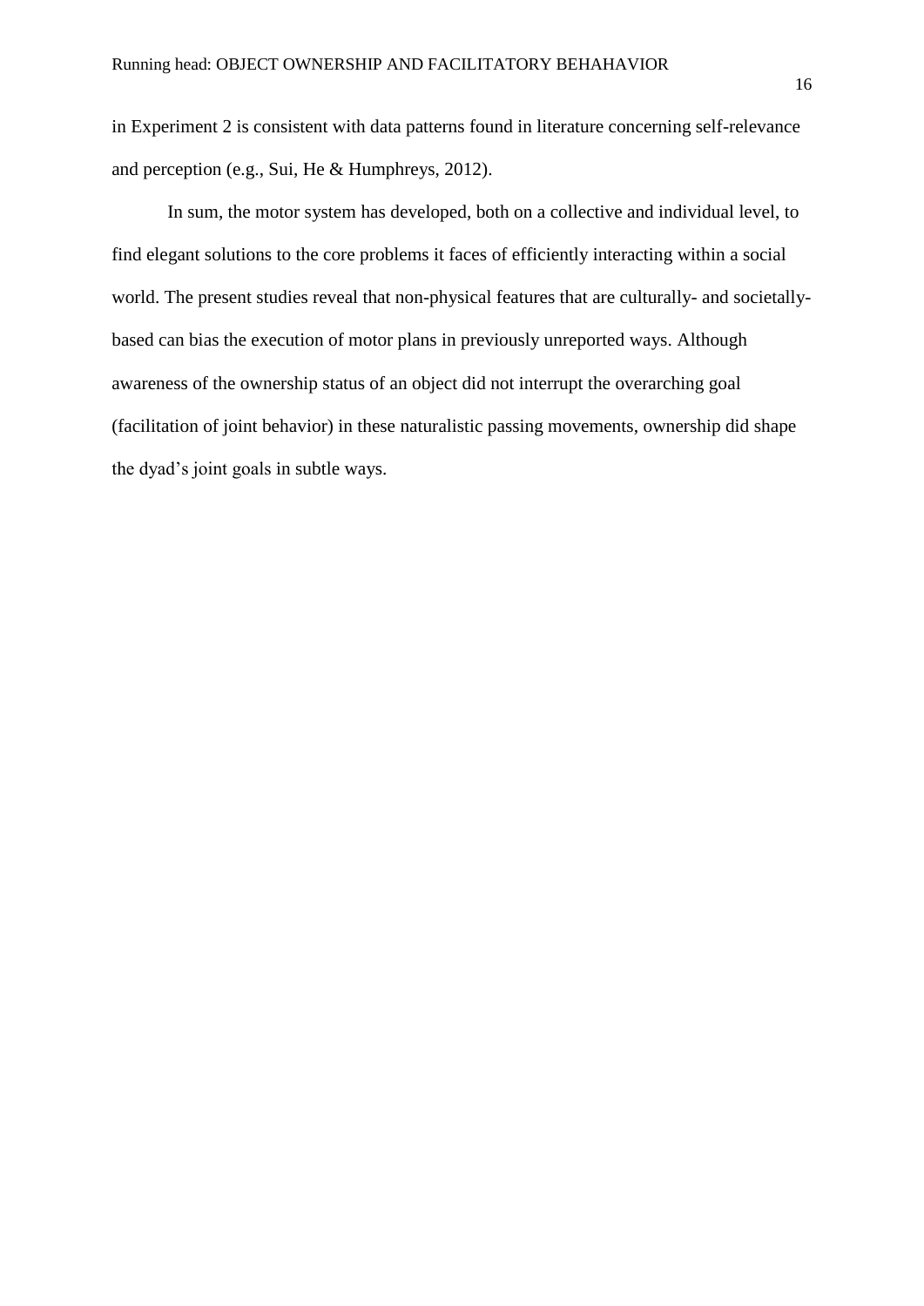in Experiment 2 is consistent with data patterns found in literature concerning self-relevance and perception (e.g., Sui, He & Humphreys, 2012).

In sum, the motor system has developed, both on a collective and individual level, to find elegant solutions to the core problems it faces of efficiently interacting within a social world. The present studies reveal that non-physical features that are culturally- and societally-based can bias the execution of motor plans in previously unreported ways. Although awareness of the ownership status of an object did not interrupt the overarching goal (facilitation of joint behavior) in these naturalistic passing movements, ownership did shape the dyad's joint goals in subtle ways.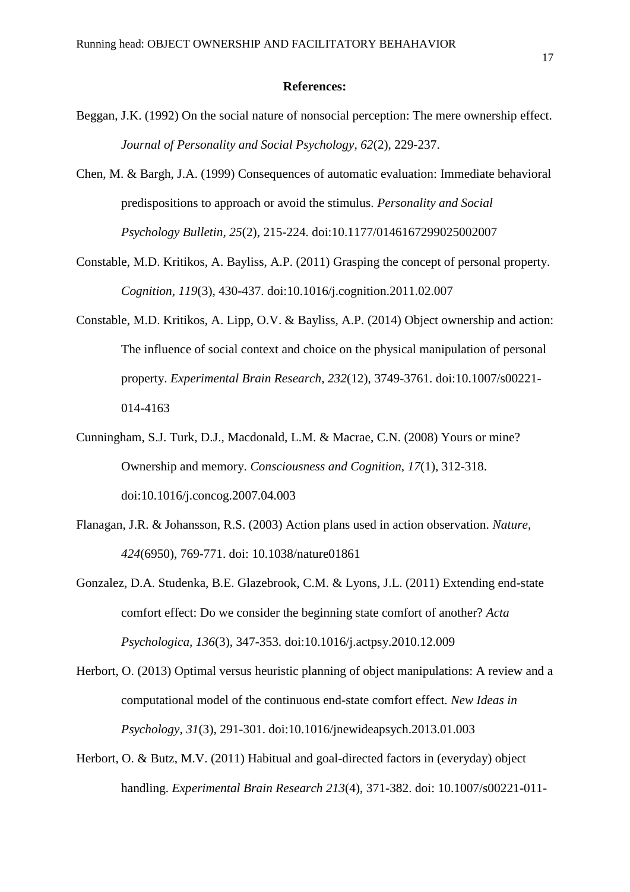**References:**

Beggan, J.K. (1992) On the social nature of nonsocial perception: The mere ownership effect. *Journal of Personality and Social Psychology*, *62*(2), 229-237.

Chen, M. & Bargh, J.A. (1999) Consequences of automatic evaluation: Immediate behavioral predispositions to approach or avoid the stimulus. *Personality and Social Psychology Bulletin*, *25*(2), 215-224. doi:10.1177/0146167299025002007

Constable, M.D. Kritikos, A. Bayliss, A.P. (2011) Grasping the concept of personal property. *Cognition*, *119*(3), 430-437. doi:10.1016/j.cognition.2011.02.007

Constable, M.D. Kritikos, A. Lipp, O.V. & Bayliss, A.P. (2014) Object ownership and action: The influence of social context and choice on the physical manipulation of personal property. *Experimental Brain Research*, *232*(12), 3749-3761. doi:10.1007/s00221-014-4163

Cunningham, S.J. Turk, D.J., Macdonald, L.M. & Macrae, C.N. (2008) Yours or mine? Ownership and memory. *Consciousness and Cognition*, *17*(1), 312-318. doi:10.1016/j.concog.2007.04.003

Flanagan, J.R. & Johansson, R.S. (2003) Action plans used in action observation. *Nature*, *424*(6950), 769-771. doi: 10.1038/nature01861

Gonzalez, D.A. Studenka, B.E. Glazebrook, C.M. & Lyons, J.L. (2011) Extending end-state comfort effect: Do we consider the beginning state comfort of another? *Acta Psychologica*, *136*(3), 347-353. doi:10.1016/j.actpsy.2010.12.009

Herbort, O. (2013) Optimal versus heuristic planning of object manipulations: A review and a computational model of the continuous end-state comfort effect. *New Ideas in Psychology*, *31*(3), 291-301. doi:10.1016/jnewideapsych.2013.01.003

Herbort, O. & Butz, M.V. (2011) Habitual and goal-directed factors in (everyday) object handling. *Experimental Brain Research 213*(4), 371-382. doi: 10.1007/s00221-011-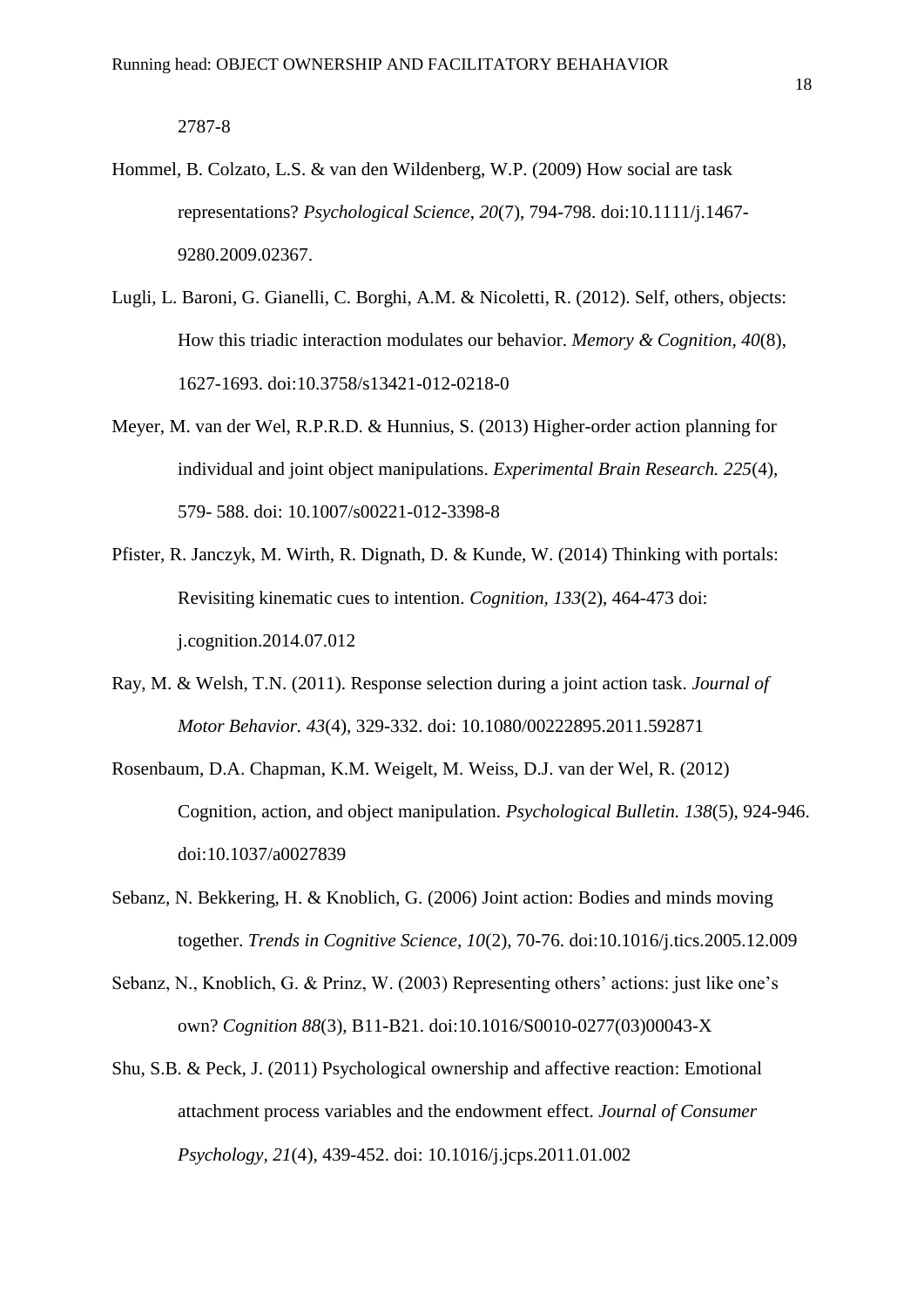2787-8

Hommel, B. Colzato, L.S. & van den Wildenberg, W.P. (2009) How social are task representations? *Psychological Science*, *20*(7), 794-798. doi:10.1111/j.1467-9280.2009.02367.

Lugli, L. Baroni, G. Gianelli, C. Borghi, A.M. & Nicoletti, R. (2012). Self, others, objects: How this triadic interaction modulates our behavior. *Memory & Cognition, 40*(8), 1627-1693. doi:10.3758/s13421-012-0218-0

Meyer, M. van der Wel, R.P.R.D. & Hunnius, S. (2013) Higher-order action planning for individual and joint object manipulations. *Experimental Brain Research. 225*(4), 579- 588. doi: 10.1007/s00221-012-3398-8

Pfister, R. Janczyk, M. Wirth, R. Dignath, D. & Kunde, W. (2014) Thinking with portals: Revisiting kinematic cues to intention. *Cognition, 133*(2), 464-473 doi: j.cognition.2014.07.012

Ray, M. & Welsh, T.N. (2011). Response selection during a joint action task. *Journal of Motor Behavior. 43*(4), 329-332. doi: 10.1080/00222895.2011.592871

Rosenbaum, D.A. Chapman, K.M. Weigelt, M. Weiss, D.J. van der Wel, R. (2012) Cognition, action, and object manipulation. *Psychological Bulletin. 138*(5), 924-946. doi:10.1037/a0027839

Sebanz, N. Bekkering, H. & Knoblich, G. (2006) Joint action: Bodies and minds moving together. *Trends in Cognitive Science, 10*(2), 70-76. doi:10.1016/j.tics.2005.12.009

Sebanz, N., Knoblich, G. & Prinz, W. (2003) Representing others' actions: just like one's own? *Cognition 88*(3), B11-B21. doi:10.1016/S0010-0277(03)00043-X

Shu, S.B. & Peck, J. (2011) Psychological ownership and affective reaction: Emotional attachment process variables and the endowment effect. *Journal of Consumer Psychology, 21*(4), 439-452. doi: 10.1016/j.jcps.2011.01.002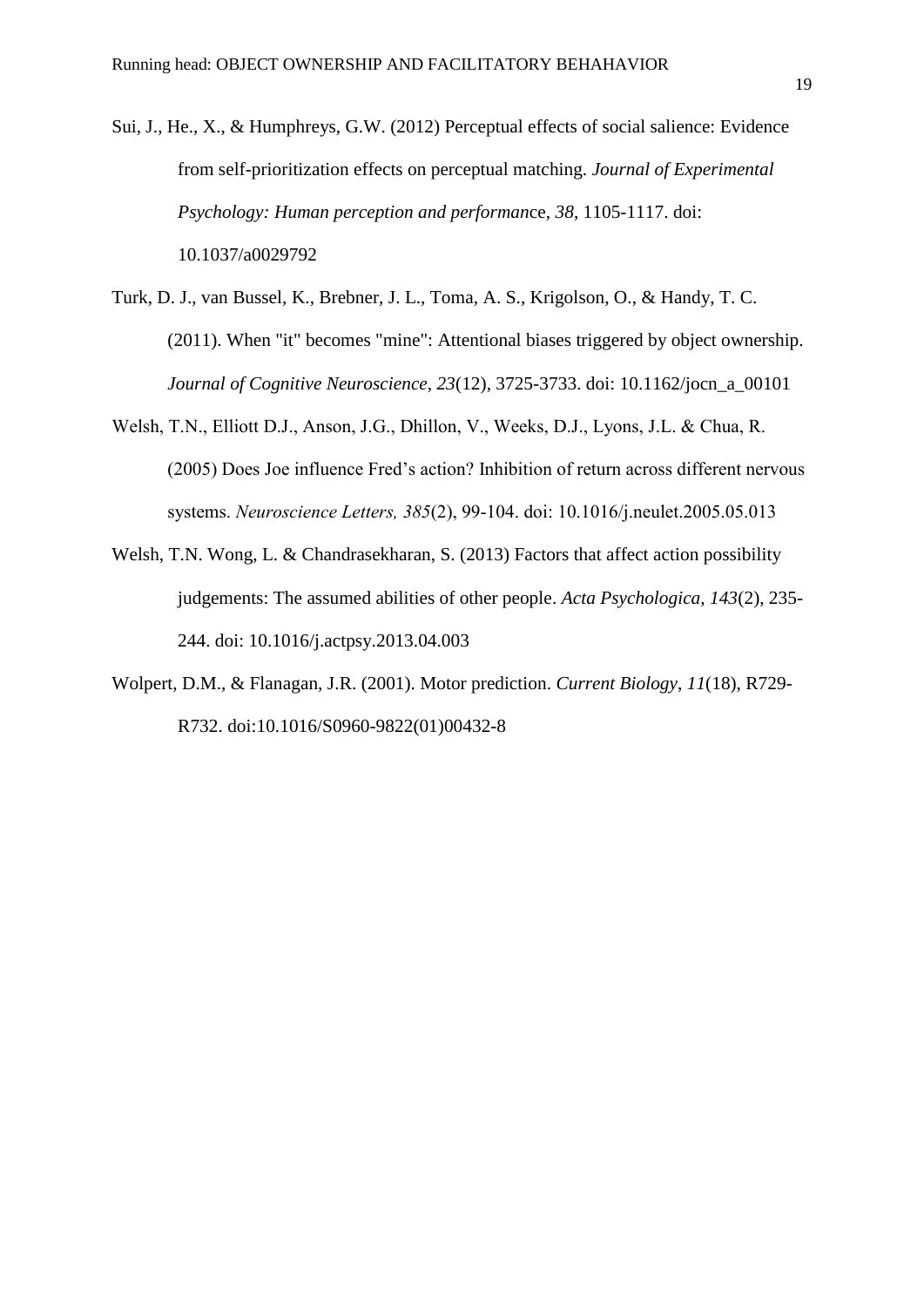Sui, J., He., X., & Humphreys, G.W. (2012) Perceptual effects of social salience: Evidence from self-prioritization effects on perceptual matching. *Journal of Experimental Psychology: Human perception and performance*, *38*, 1105-1117. doi: 10.1037/a0029792

Turk, D. J., van Bussel, K., Brebner, J. L., Toma, A. S., Krigolson, O., & Handy, T. C. (2011). When "it" becomes "mine": Attentional biases triggered by object ownership. *Journal of Cognitive Neuroscience, 23*(12), 3725-3733. doi: 10.1162/jocn_a_00101

Welsh, T.N., Elliott D.J., Anson, J.G., Dhillon, V., Weeks, D.J., Lyons, J.L. & Chua, R. (2005) Does Joe influence Fred's action? Inhibition of return across different nervous systems. *Neuroscience Letters, 385*(2), 99-104. doi: 10.1016/j.neulet.2005.05.013

Welsh, T.N. Wong, L. & Chandrasekharan, S. (2013) Factors that affect action possibility judgements: The assumed abilities of other people. *Acta Psychologica, 143*(2), 235-244. doi: 10.1016/j.actpsy.2013.04.003

Wolpert, D.M., & Flanagan, J.R. (2001). Motor prediction. *Current Biology*, *11*(18), R729-R732. doi:10.1016/S0960-9822(01)00432-8